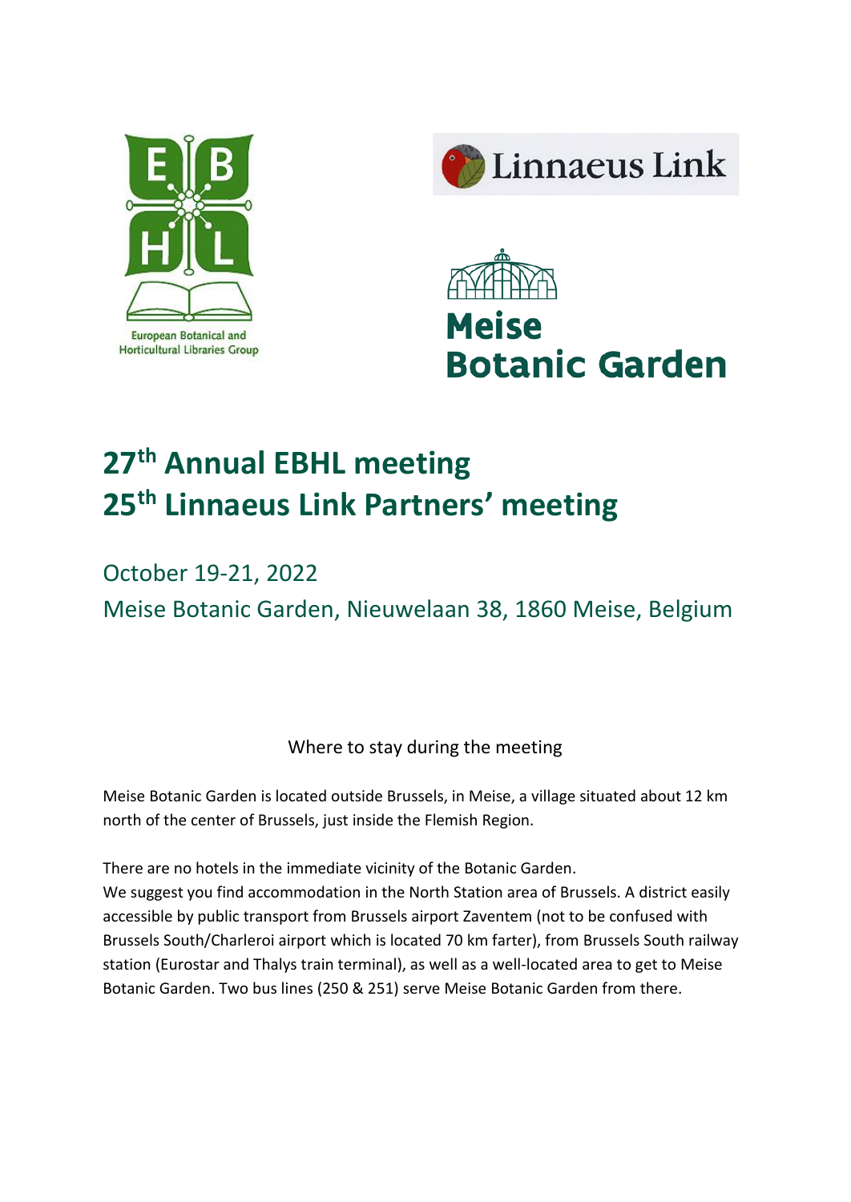European Botanical and Horticultural Libraries Group

Linnaeus Link

Meise Botanic Garden

# 27th Annual EBHL meeting
# 25th Linnaeus Link Partners' meeting

## October 19-21, 2022
## Meise Botanic Garden, Nieuwelaan 38, 1860 Meise, Belgium

### Where to stay during the meeting

Meise Botanic Garden is located outside Brussels, in Meise, a village situated about 12 km north of the center of Brussels, just inside the Flemish Region.

There are no hotels in the immediate vicinity of the Botanic Garden.
We suggest you find accommodation in the North Station area of Brussels. A district easily accessible by public transport from Brussels airport Zaventem (not to be confused with Brussels South/Charleroi airport which is located 70 km farter), from Brussels South railway station (Eurostar and Thalys train terminal), as well as a well-located area to get to Meise Botanic Garden. Two bus lines (250 & 251) serve Meise Botanic Garden from there.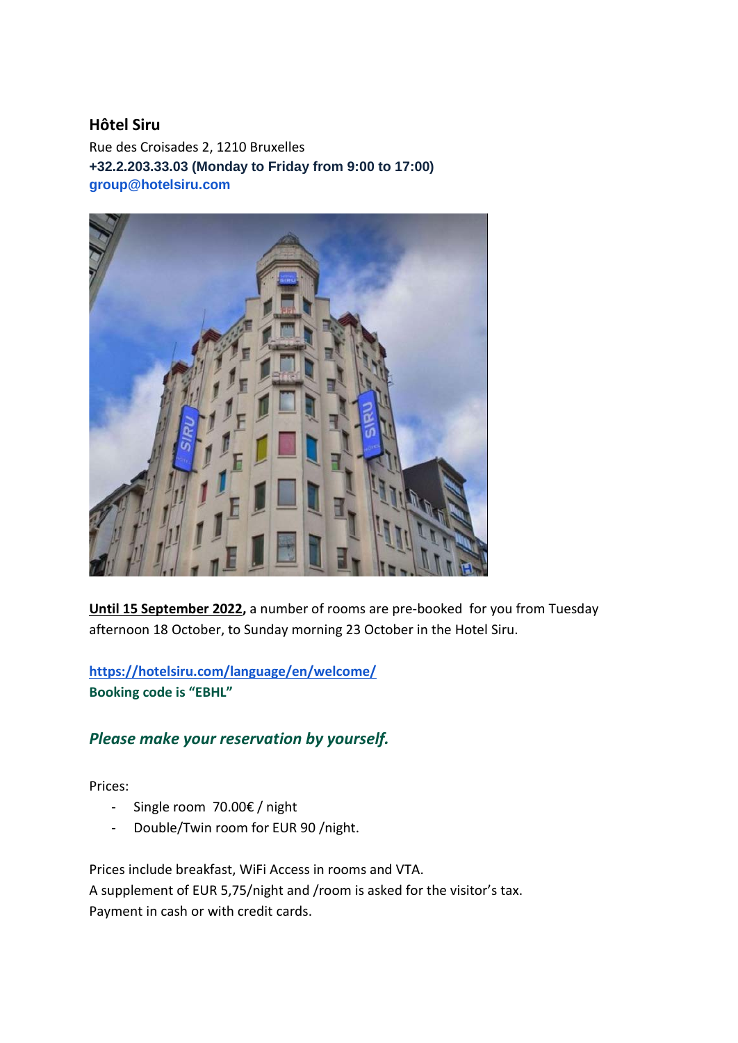**Hôtel Siru**

Rue des Croisades 2, 1210 Bruxelles

**+32.2.203.33.03 (Monday to Friday from 9:00 to 17:00)**

**group@hotelsiru.com**

**Until 15 September 2022,** a number of rooms are pre-booked for you from Tuesday afternoon 18 October, to Sunday morning 23 October in the Hotel Siru.

**https://hotelsiru.com/language/en/welcome/**

**Booking code is "EBHL"**

***Please make your reservation by yourself.***

Prices:

- Single room 70.00€ / night
- Double/Twin room for EUR 90 /night.

Prices include breakfast, WiFi Access in rooms and VTA.

A supplement of EUR 5,75/night and /room is asked for the visitor's tax.

Payment in cash or with credit cards.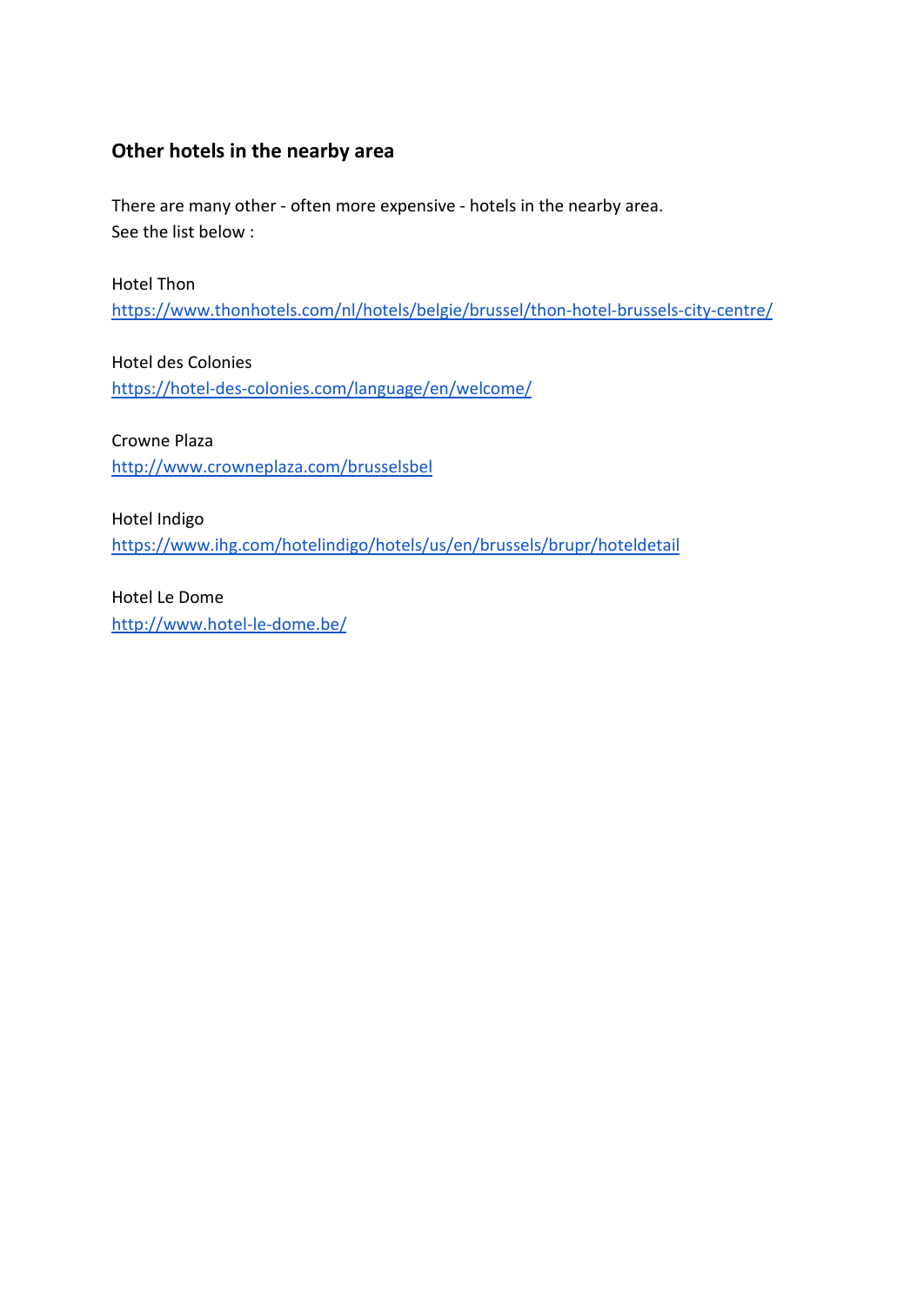## Other hotels in the nearby area

There are many other - often more expensive - hotels in the nearby area.
See the list below :

Hotel Thon
https://www.thonhotels.com/nl/hotels/belgie/brussel/thon-hotel-brussels-city-centre/

Hotel des Colonies
https://hotel-des-colonies.com/language/en/welcome/

Crowne Plaza
http://www.crowneplaza.com/brusselsbel

Hotel Indigo
https://www.ihg.com/hotelindigo/hotels/us/en/brussels/brupr/hoteldetail

Hotel Le Dome
http://www.hotel-le-dome.be/